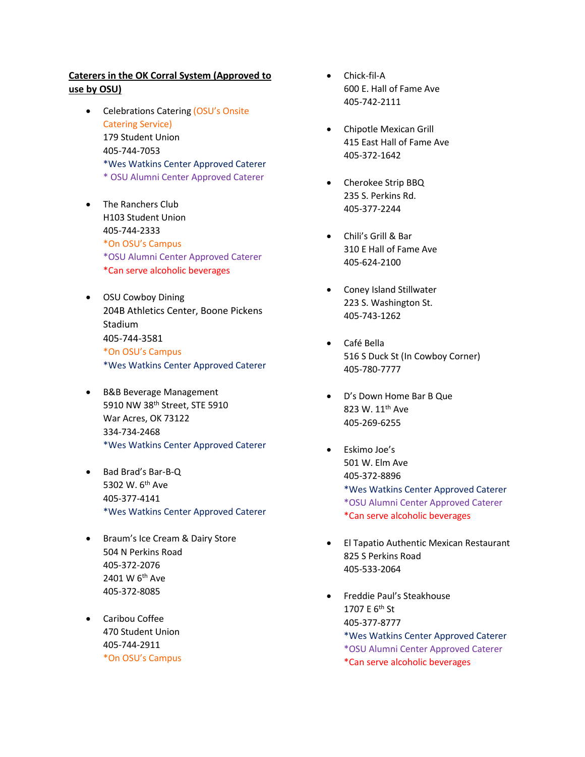**Caterers in the OK Corral System (Approved to use by OSU)**

- Celebrations Catering (OSU's Onsite Catering Service)
  179 Student Union
  405-744-7053
  *Wes Watkins Center Approved Caterer
  * OSU Alumni Center Approved Caterer

- The Ranchers Club
  H103 Student Union
  405-744-2333
  *On OSU's Campus
  *OSU Alumni Center Approved Caterer
  *Can serve alcoholic beverages

- OSU Cowboy Dining
  204B Athletics Center, Boone Pickens Stadium
  405-744-3581
  *On OSU's Campus
  *Wes Watkins Center Approved Caterer

- B&B Beverage Management
  5910 NW 38th Street, STE 5910
  War Acres, OK 73122
  334-734-2468
  *Wes Watkins Center Approved Caterer

- Bad Brad's Bar-B-Q
  5302 W. 6th Ave
  405-377-4141
  *Wes Watkins Center Approved Caterer

- Braum's Ice Cream & Dairy Store
  504 N Perkins Road
  405-372-2076
  2401 W 6th Ave
  405-372-8085

- Caribou Coffee
  470 Student Union
  405-744-2911
  *On OSU's Campus

- Chick-fil-A
  600 E. Hall of Fame Ave
  405-742-2111

- Chipotle Mexican Grill
  415 East Hall of Fame Ave
  405-372-1642

- Cherokee Strip BBQ
  235 S. Perkins Rd.
  405-377-2244

- Chili's Grill & Bar
  310 E Hall of Fame Ave
  405-624-2100

- Coney Island Stillwater
  223 S. Washington St.
  405-743-1262

- Café Bella
  516 S Duck St (In Cowboy Corner)
  405-780-7777

- D's Down Home Bar B Que
  823 W. 11th Ave
  405-269-6255

- Eskimo Joe's
  501 W. Elm Ave
  405-372-8896
  *Wes Watkins Center Approved Caterer
  *OSU Alumni Center Approved Caterer
  *Can serve alcoholic beverages

- El Tapatio Authentic Mexican Restaurant
  825 S Perkins Road
  405-533-2064

- Freddie Paul's Steakhouse
  1707 E 6th St
  405-377-8777
  *Wes Watkins Center Approved Caterer
  *OSU Alumni Center Approved Caterer
  *Can serve alcoholic beverages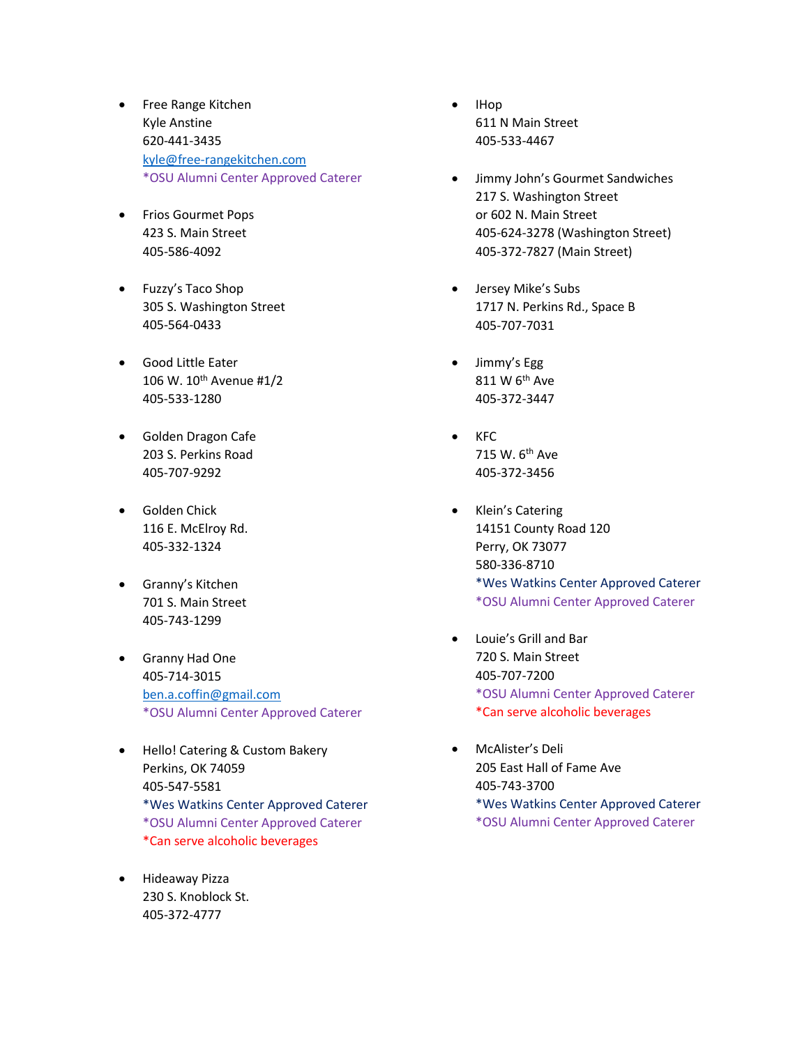- Free Range Kitchen
  Kyle Anstine
  620-441-3435
  kyle@free-rangekitchen.com
  *OSU Alumni Center Approved Caterer

- Frios Gourmet Pops
  423 S. Main Street
  405-586-4092

- Fuzzy's Taco Shop
  305 S. Washington Street
  405-564-0433

- Good Little Eater
  106 W. 10th Avenue #1/2
  405-533-1280

- Golden Dragon Cafe
  203 S. Perkins Road
  405-707-9292

- Golden Chick
  116 E. McElroy Rd.
  405-332-1324

- Granny's Kitchen
  701 S. Main Street
  405-743-1299

- Granny Had One
  405-714-3015
  ben.a.coffin@gmail.com
  *OSU Alumni Center Approved Caterer

- Hello! Catering & Custom Bakery
  Perkins, OK 74059
  405-547-5581
  *Wes Watkins Center Approved Caterer
  *OSU Alumni Center Approved Caterer
  *Can serve alcoholic beverages

- Hideaway Pizza
  230 S. Knoblock St.
  405-372-4777

- IHop
  611 N Main Street
  405-533-4467

- Jimmy John's Gourmet Sandwiches
  217 S. Washington Street
  or 602 N. Main Street
  405-624-3278 (Washington Street)
  405-372-7827 (Main Street)

- Jersey Mike's Subs
  1717 N. Perkins Rd., Space B
  405-707-7031

- Jimmy's Egg
  811 W 6th Ave
  405-372-3447

- KFC
  715 W. 6th Ave
  405-372-3456

- Klein's Catering
  14151 County Road 120
  Perry, OK 73077
  580-336-8710
  *Wes Watkins Center Approved Caterer
  *OSU Alumni Center Approved Caterer

- Louie's Grill and Bar
  720 S. Main Street
  405-707-7200
  *OSU Alumni Center Approved Caterer
  *Can serve alcoholic beverages

- McAlister's Deli
  205 East Hall of Fame Ave
  405-743-3700
  *Wes Watkins Center Approved Caterer
  *OSU Alumni Center Approved Caterer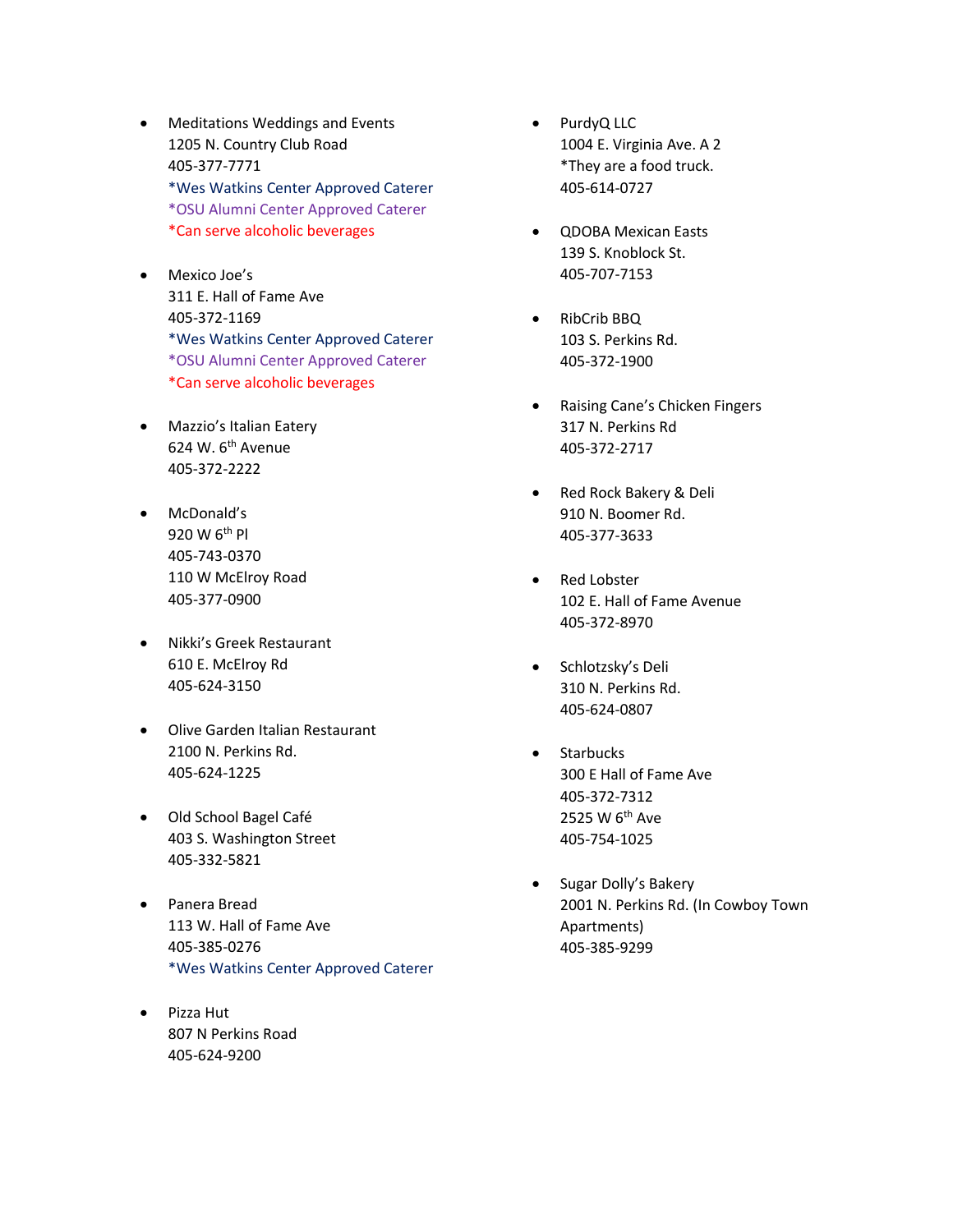- Meditations Weddings and Events
  1205 N. Country Club Road
  405-377-7771
  *Wes Watkins Center Approved Caterer
  *OSU Alumni Center Approved Caterer
  *Can serve alcoholic beverages

- Mexico Joe's
  311 E. Hall of Fame Ave
  405-372-1169
  *Wes Watkins Center Approved Caterer
  *OSU Alumni Center Approved Caterer
  *Can serve alcoholic beverages

- Mazzio's Italian Eatery
  624 W. 6th Avenue
  405-372-2222

- McDonald's
  920 W 6th Pl
  405-743-0370
  110 W McElroy Road
  405-377-0900

- Nikki's Greek Restaurant
  610 E. McElroy Rd
  405-624-3150

- Olive Garden Italian Restaurant
  2100 N. Perkins Rd.
  405-624-1225

- Old School Bagel Café
  403 S. Washington Street
  405-332-5821

- Panera Bread
  113 W. Hall of Fame Ave
  405-385-0276
  *Wes Watkins Center Approved Caterer

- Pizza Hut
  807 N Perkins Road
  405-624-9200

- PurdyQ LLC
  1004 E. Virginia Ave. A 2
  *They are a food truck.
  405-614-0727

- QDOBA Mexican Easts
  139 S. Knoblock St.
  405-707-7153

- RibCrib BBQ
  103 S. Perkins Rd.
  405-372-1900

- Raising Cane's Chicken Fingers
  317 N. Perkins Rd
  405-372-2717

- Red Rock Bakery & Deli
  910 N. Boomer Rd.
  405-377-3633

- Red Lobster
  102 E. Hall of Fame Avenue
  405-372-8970

- Schlotzsky's Deli
  310 N. Perkins Rd.
  405-624-0807

- Starbucks
  300 E Hall of Fame Ave
  405-372-7312
  2525 W 6th Ave
  405-754-1025

- Sugar Dolly's Bakery
  2001 N. Perkins Rd. (In Cowboy Town Apartments)
  405-385-9299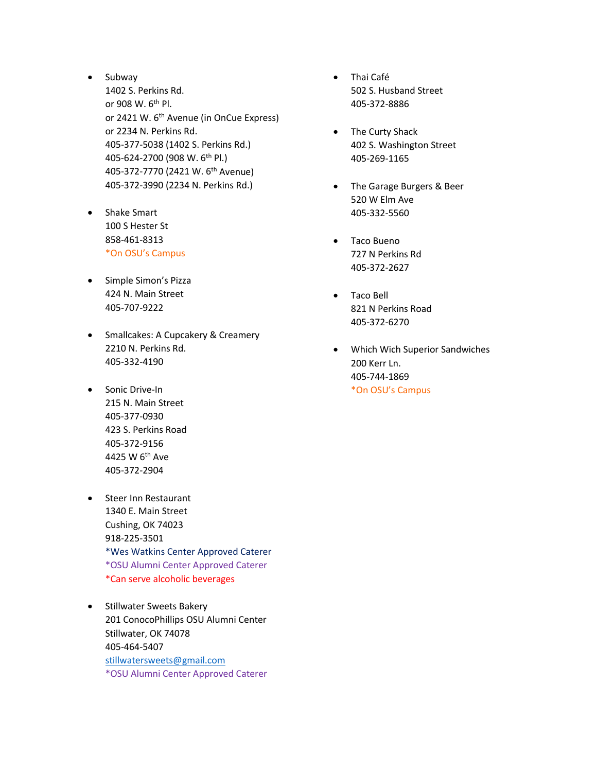- Subway
  1402 S. Perkins Rd.
  or 908 W. 6th Pl.
  or 2421 W. 6th Avenue (in OnCue Express)
  or 2234 N. Perkins Rd.
  405-377-5038 (1402 S. Perkins Rd.)
  405-624-2700 (908 W. 6th Pl.)
  405-372-7770 (2421 W. 6th Avenue)
  405-372-3990 (2234 N. Perkins Rd.)

- Shake Smart
  100 S Hester St
  858-461-8313
  *On OSU's Campus

- Simple Simon's Pizza
  424 N. Main Street
  405-707-9222

- Smallcakes: A Cupcakery & Creamery
  2210 N. Perkins Rd.
  405-332-4190

- Sonic Drive-In
  215 N. Main Street
  405-377-0930
  423 S. Perkins Road
  405-372-9156
  4425 W 6th Ave
  405-372-2904

- Steer Inn Restaurant
  1340 E. Main Street
  Cushing, OK 74023
  918-225-3501
  *Wes Watkins Center Approved Caterer
  *OSU Alumni Center Approved Caterer
  *Can serve alcoholic beverages

- Stillwater Sweets Bakery
  201 ConocoPhillips OSU Alumni Center
  Stillwater, OK 74078
  405-464-5407
  stillwatersweets@gmail.com
  *OSU Alumni Center Approved Caterer

- Thai Café
  502 S. Husband Street
  405-372-8886

- The Curty Shack
  402 S. Washington Street
  405-269-1165

- The Garage Burgers & Beer
  520 W Elm Ave
  405-332-5560

- Taco Bueno
  727 N Perkins Rd
  405-372-2627

- Taco Bell
  821 N Perkins Road
  405-372-6270

- Which Wich Superior Sandwiches
  200 Kerr Ln.
  405-744-1869
  *On OSU's Campus